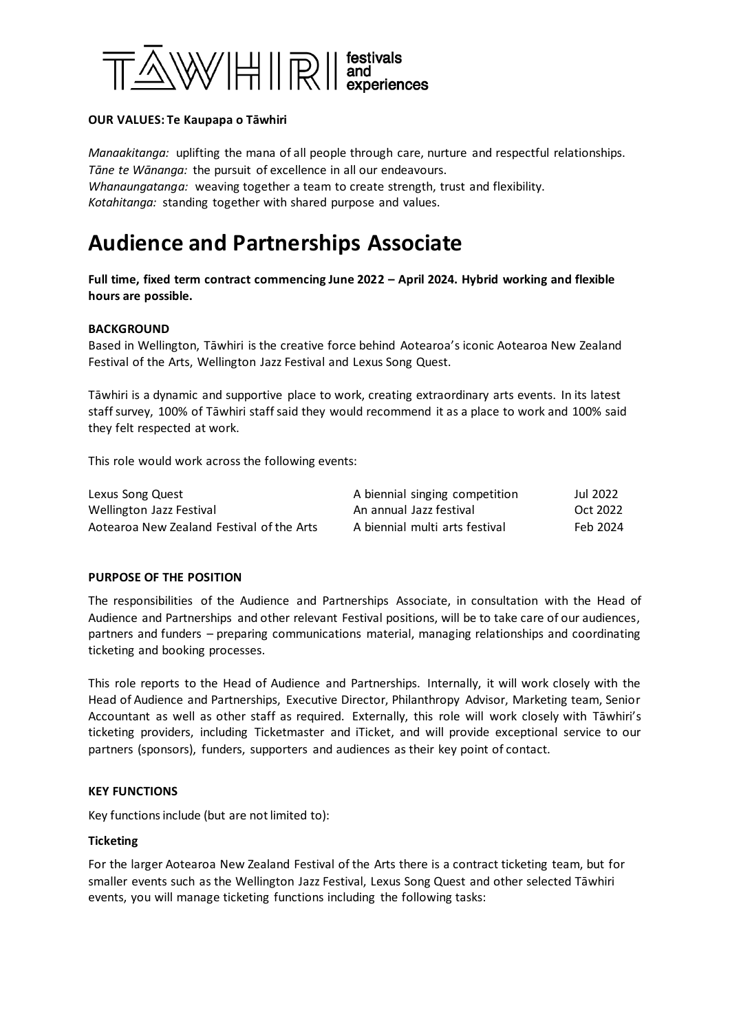TĀWHIRI festivals and experiences

**OUR VALUES: Te Kaupapa o Tāwhiri**

*Manaakitanga:* uplifting the mana of all people through care, nurture and respectful relationships.
*Tāne te Wānanga:* the pursuit of excellence in all our endeavours.
*Whanaungatanga:* weaving together a team to create strength, trust and flexibility.
*Kotahitanga:* standing together with shared purpose and values.

# Audience and Partnerships Associate

**Full time, fixed term contract commencing June 2022 – April 2024. Hybrid working and flexible hours are possible.**

**BACKGROUND**

Based in Wellington, Tāwhiri is the creative force behind Aotearoa's iconic Aotearoa New Zealand Festival of the Arts, Wellington Jazz Festival and Lexus Song Quest.

Tāwhiri is a dynamic and supportive place to work, creating extraordinary arts events. In its latest staff survey, 100% of Tāwhiri staff said they would recommend it as a place to work and 100% said they felt respected at work.

This role would work across the following events:

| | | |
|---|---|---|
| Lexus Song Quest | A biennial singing competition | Jul 2022 |
| Wellington Jazz Festival | An annual Jazz festival | Oct 2022 |
| Aotearoa New Zealand Festival of the Arts | A biennial multi arts festival | Feb 2024 |

**PURPOSE OF THE POSITION**

The responsibilities of the Audience and Partnerships Associate, in consultation with the Head of Audience and Partnerships and other relevant Festival positions, will be to take care of our audiences, partners and funders – preparing communications material, managing relationships and coordinating ticketing and booking processes.

This role reports to the Head of Audience and Partnerships. Internally, it will work closely with the Head of Audience and Partnerships, Executive Director, Philanthropy Advisor, Marketing team, Senior Accountant as well as other staff as required. Externally, this role will work closely with Tāwhiri's ticketing providers, including Ticketmaster and iTicket, and will provide exceptional service to our partners (sponsors), funders, supporters and audiences as their key point of contact.

**KEY FUNCTIONS**

Key functions include (but are not limited to):

**Ticketing**

For the larger Aotearoa New Zealand Festival of the Arts there is a contract ticketing team, but for smaller events such as the Wellington Jazz Festival, Lexus Song Quest and other selected Tāwhiri events, you will manage ticketing functions including the following tasks: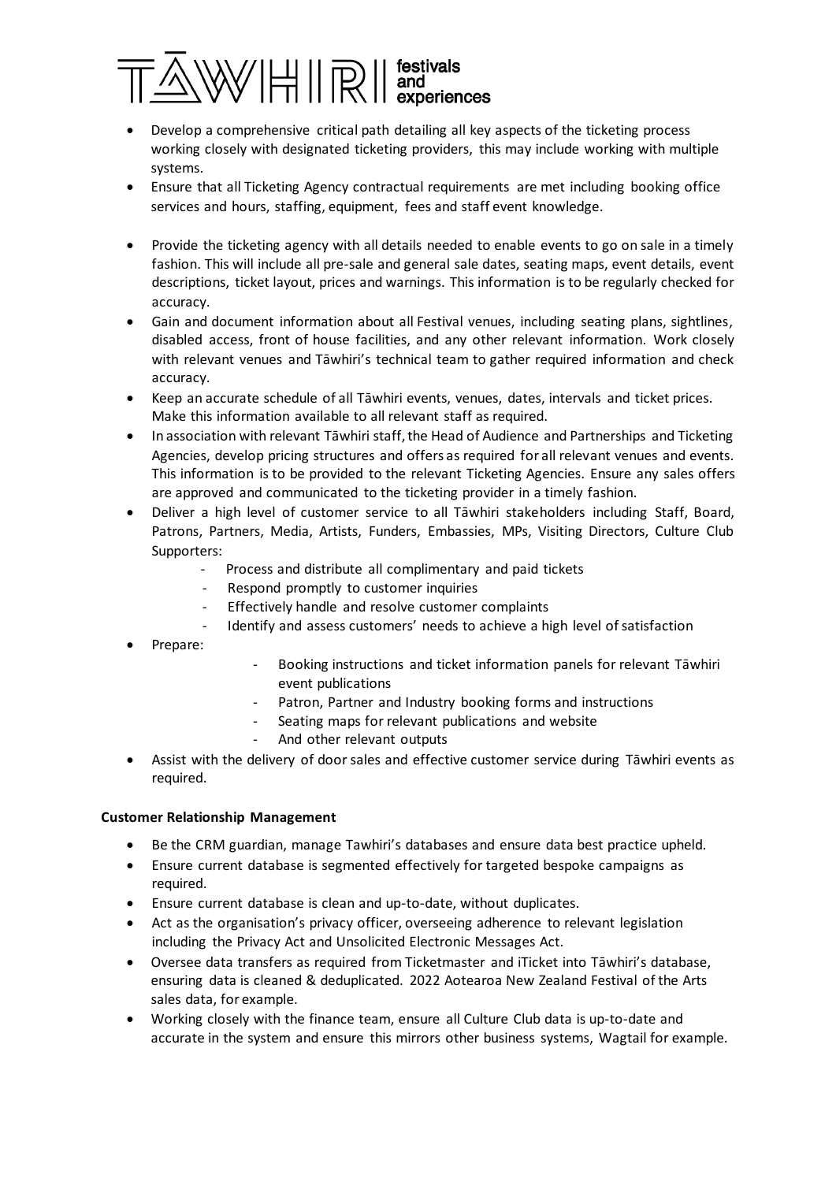- Develop a comprehensive critical path detailing all key aspects of the ticketing process working closely with designated ticketing providers, this may include working with multiple systems.
- Ensure that all Ticketing Agency contractual requirements are met including booking office services and hours, staffing, equipment, fees and staff event knowledge.
- Provide the ticketing agency with all details needed to enable events to go on sale in a timely fashion. This will include all pre-sale and general sale dates, seating maps, event details, event descriptions, ticket layout, prices and warnings. This information is to be regularly checked for accuracy.
- Gain and document information about all Festival venues, including seating plans, sightlines, disabled access, front of house facilities, and any other relevant information. Work closely with relevant venues and Tāwhiri's technical team to gather required information and check accuracy.
- Keep an accurate schedule of all Tāwhiri events, venues, dates, intervals and ticket prices. Make this information available to all relevant staff as required.
- In association with relevant Tāwhiri staff, the Head of Audience and Partnerships and Ticketing Agencies, develop pricing structures and offers as required for all relevant venues and events. This information is to be provided to the relevant Ticketing Agencies. Ensure any sales offers are approved and communicated to the ticketing provider in a timely fashion.
- Deliver a high level of customer service to all Tāwhiri stakeholders including Staff, Board, Patrons, Partners, Media, Artists, Funders, Embassies, MPs, Visiting Directors, Culture Club Supporters:
    - Process and distribute all complimentary and paid tickets
    - Respond promptly to customer inquiries
    - Effectively handle and resolve customer complaints
    - Identify and assess customers' needs to achieve a high level of satisfaction
- Prepare:
    - Booking instructions and ticket information panels for relevant Tāwhiri event publications
    - Patron, Partner and Industry booking forms and instructions
    - Seating maps for relevant publications and website
    - And other relevant outputs
- Assist with the delivery of door sales and effective customer service during Tāwhiri events as required.

**Customer Relationship Management**

- Be the CRM guardian, manage Tawhiri's databases and ensure data best practice upheld.
- Ensure current database is segmented effectively for targeted bespoke campaigns as required.
- Ensure current database is clean and up-to-date, without duplicates.
- Act as the organisation's privacy officer, overseeing adherence to relevant legislation including the Privacy Act and Unsolicited Electronic Messages Act.
- Oversee data transfers as required from Ticketmaster and iTicket into Tāwhiri's database, ensuring data is cleaned & deduplicated. 2022 Aotearoa New Zealand Festival of the Arts sales data, for example.
- Working closely with the finance team, ensure all Culture Club data is up-to-date and accurate in the system and ensure this mirrors other business systems, Wagtail for example.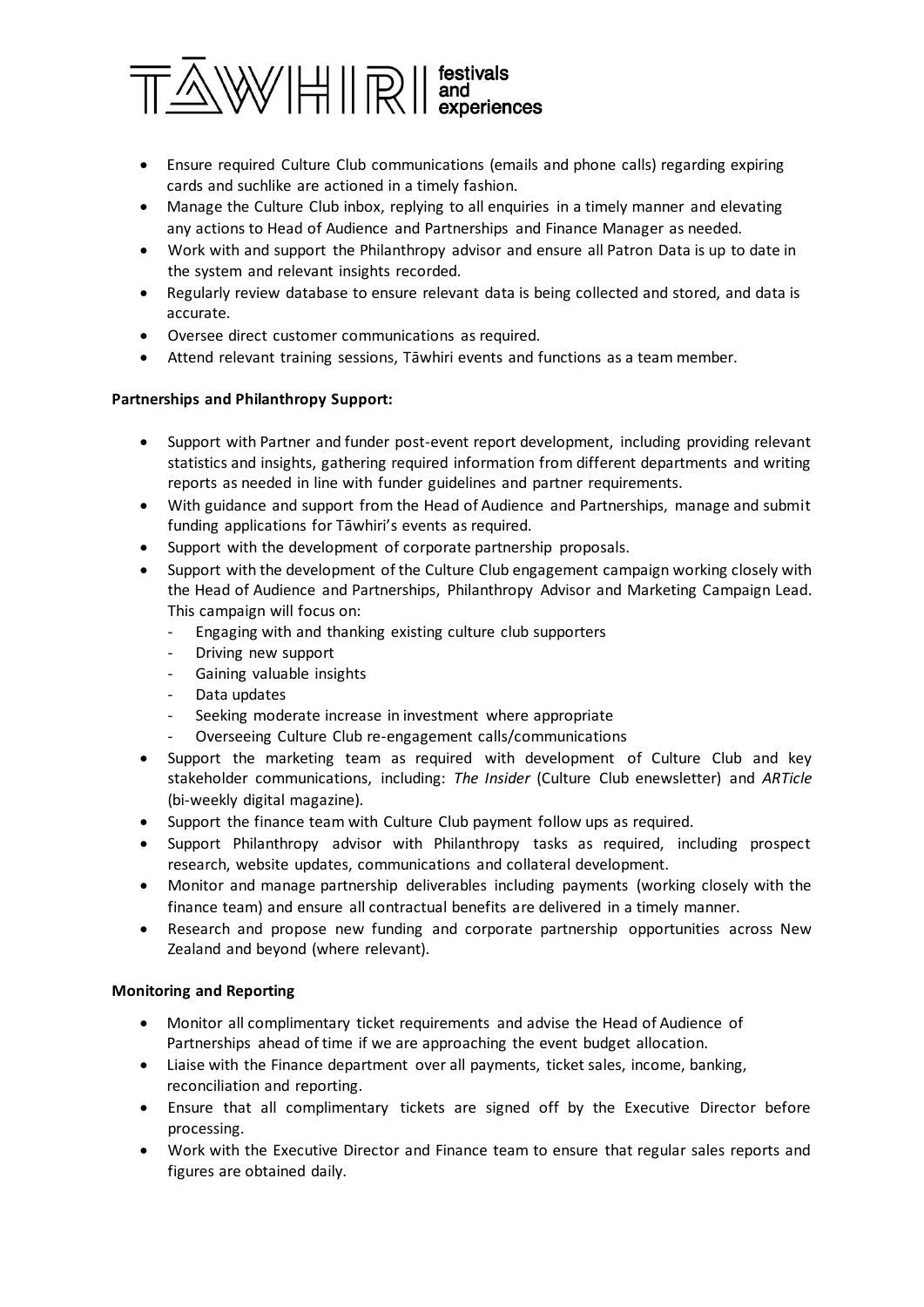- Ensure required Culture Club communications (emails and phone calls) regarding expiring cards and suchlike are actioned in a timely fashion.
- Manage the Culture Club inbox, replying to all enquiries in a timely manner and elevating any actions to Head of Audience and Partnerships and Finance Manager as needed.
- Work with and support the Philanthropy advisor and ensure all Patron Data is up to date in the system and relevant insights recorded.
- Regularly review database to ensure relevant data is being collected and stored, and data is accurate.
- Oversee direct customer communications as required.
- Attend relevant training sessions, Tāwhiri events and functions as a team member.

**Partnerships and Philanthropy Support:**

- Support with Partner and funder post-event report development, including providing relevant statistics and insights, gathering required information from different departments and writing reports as needed in line with funder guidelines and partner requirements.
- With guidance and support from the Head of Audience and Partnerships, manage and submit funding applications for Tāwhiri's events as required.
- Support with the development of corporate partnership proposals.
- Support with the development of the Culture Club engagement campaign working closely with the Head of Audience and Partnerships, Philanthropy Advisor and Marketing Campaign Lead. This campaign will focus on:
  - Engaging with and thanking existing culture club supporters
  - Driving new support
  - Gaining valuable insights
  - Data updates
  - Seeking moderate increase in investment where appropriate
  - Overseeing Culture Club re-engagement calls/communications
- Support the marketing team as required with development of Culture Club and key stakeholder communications, including: *The Insider* (Culture Club enewsletter) and *ARTicle* (bi-weekly digital magazine).
- Support the finance team with Culture Club payment follow ups as required.
- Support Philanthropy advisor with Philanthropy tasks as required, including prospect research, website updates, communications and collateral development.
- Monitor and manage partnership deliverables including payments (working closely with the finance team) and ensure all contractual benefits are delivered in a timely manner.
- Research and propose new funding and corporate partnership opportunities across New Zealand and beyond (where relevant).

**Monitoring and Reporting**

- Monitor all complimentary ticket requirements and advise the Head of Audience of Partnerships ahead of time if we are approaching the event budget allocation.
- Liaise with the Finance department over all payments, ticket sales, income, banking, reconciliation and reporting.
- Ensure that all complimentary tickets are signed off by the Executive Director before processing.
- Work with the Executive Director and Finance team to ensure that regular sales reports and figures are obtained daily.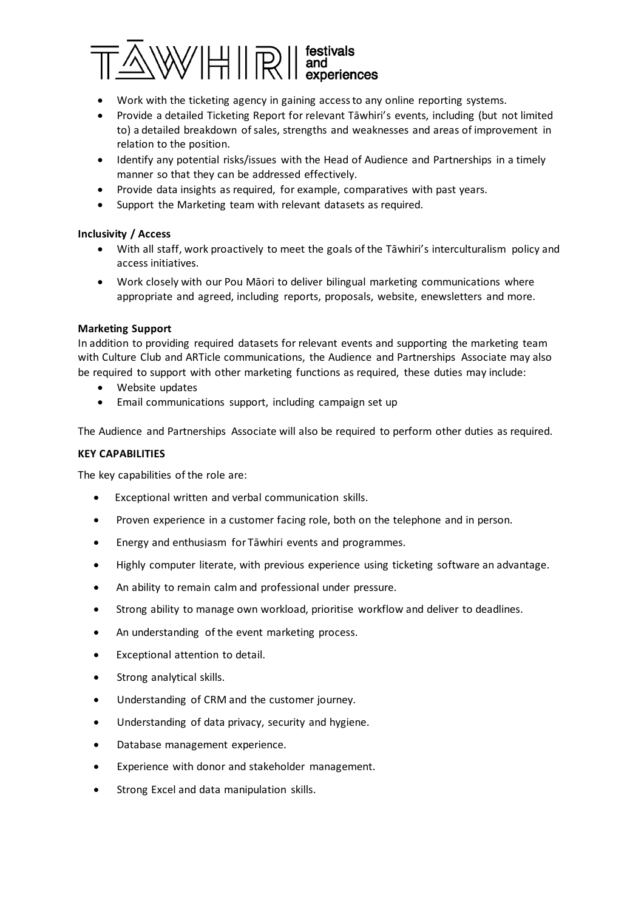- Work with the ticketing agency in gaining access to any online reporting systems.
- Provide a detailed Ticketing Report for relevant Tāwhiri's events, including (but not limited to) a detailed breakdown of sales, strengths and weaknesses and areas of improvement in relation to the position.
- Identify any potential risks/issues with the Head of Audience and Partnerships in a timely manner so that they can be addressed effectively.
- Provide data insights as required, for example, comparatives with past years.
- Support the Marketing team with relevant datasets as required.

**Inclusivity / Access**

- With all staff, work proactively to meet the goals of the Tāwhiri's interculturalism policy and access initiatives.
- Work closely with our Pou Māori to deliver bilingual marketing communications where appropriate and agreed, including reports, proposals, website, enewsletters and more.

**Marketing Support**

In addition to providing required datasets for relevant events and supporting the marketing team with Culture Club and ARTicle communications, the Audience and Partnerships Associate may also be required to support with other marketing functions as required, these duties may include:

- Website updates
- Email communications support, including campaign set up

The Audience and Partnerships Associate will also be required to perform other duties as required.

**KEY CAPABILITIES**

The key capabilities of the role are:

- Exceptional written and verbal communication skills.
- Proven experience in a customer facing role, both on the telephone and in person.
- Energy and enthusiasm for Tāwhiri events and programmes.
- Highly computer literate, with previous experience using ticketing software an advantage.
- An ability to remain calm and professional under pressure.
- Strong ability to manage own workload, prioritise workflow and deliver to deadlines.
- An understanding of the event marketing process.
- Exceptional attention to detail.
- Strong analytical skills.
- Understanding of CRM and the customer journey.
- Understanding of data privacy, security and hygiene.
- Database management experience.
- Experience with donor and stakeholder management.
- Strong Excel and data manipulation skills.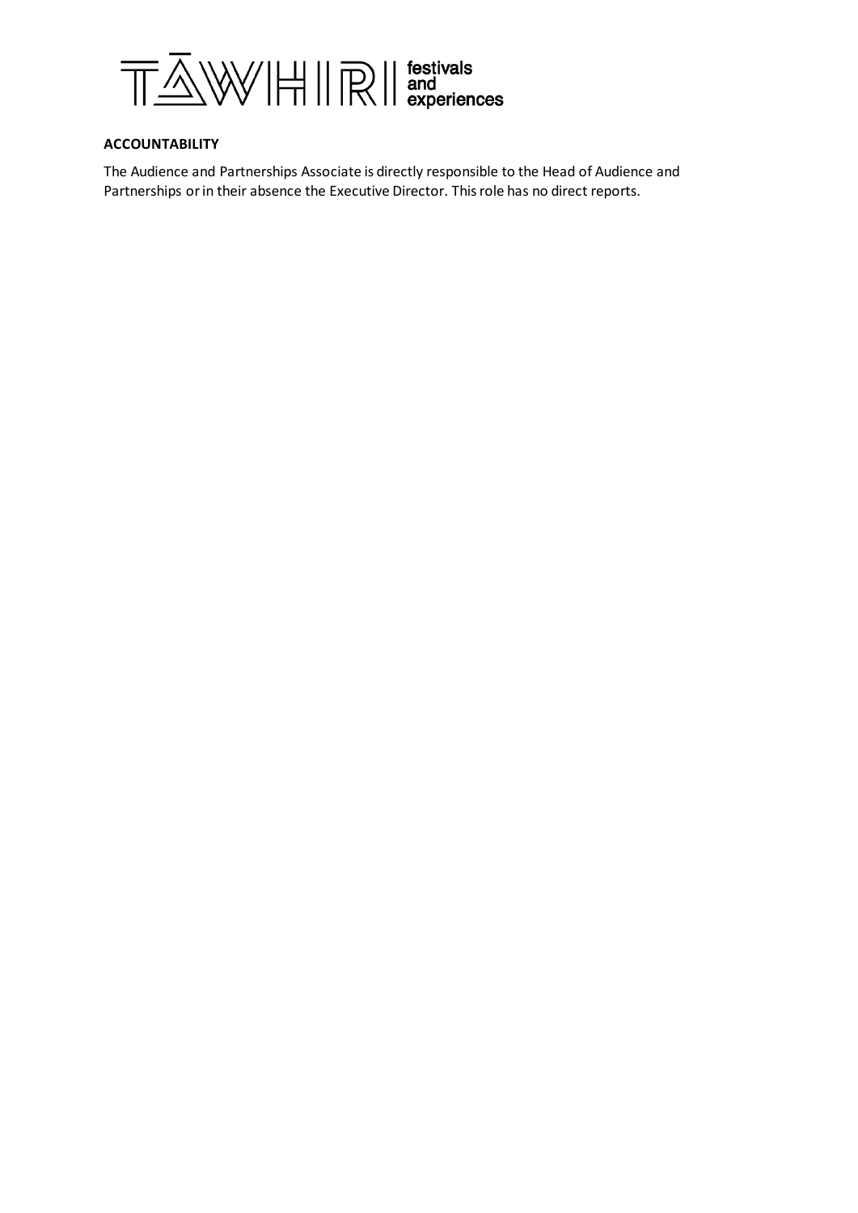## ACCOUNTABILITY

The Audience and Partnerships Associate is directly responsible to the Head of Audience and Partnerships or in their absence the Executive Director. This role has no direct reports.